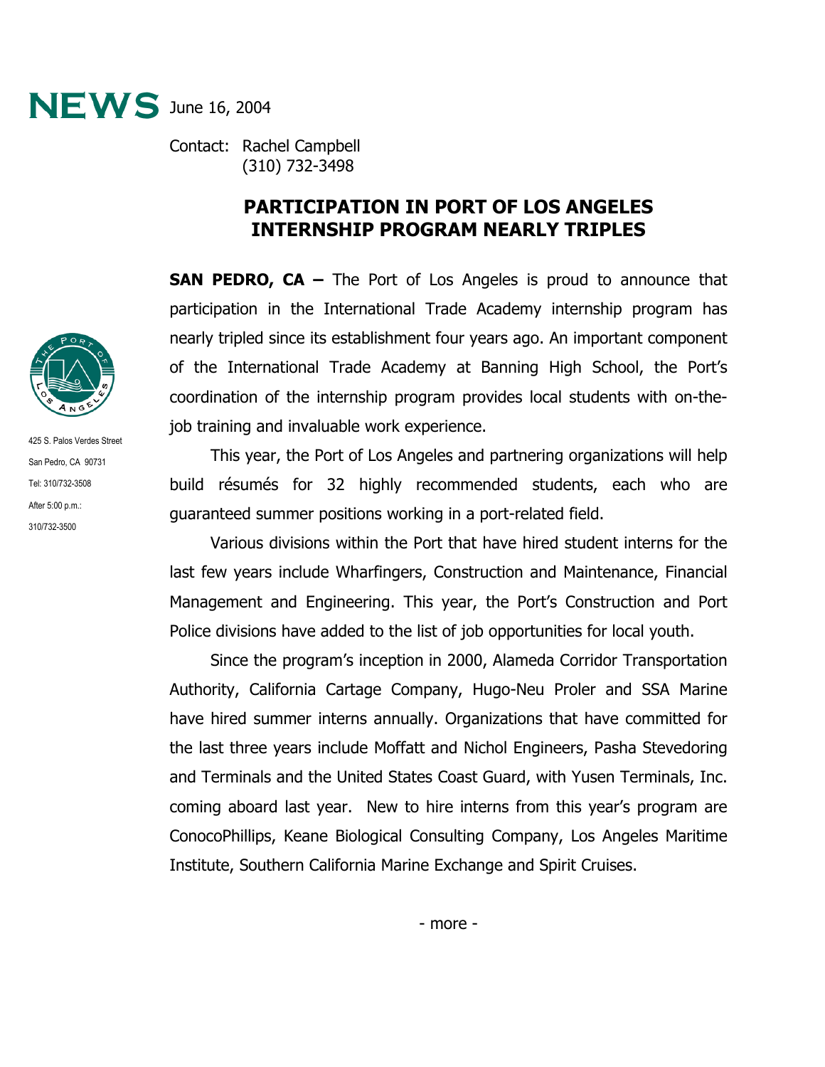**NEWS** June 16, 2004

Contact: Rachel Campbell
(310) 732-3498

425 S. Palos Verdes Street
San Pedro, CA 90731
Tel: 310/732-3508
After 5:00 p.m.:
310/732-3500

# PARTICIPATION IN PORT OF LOS ANGELES INTERNSHIP PROGRAM NEARLY TRIPLES

**SAN PEDRO, CA –** The Port of Los Angeles is proud to announce that participation in the International Trade Academy internship program has nearly tripled since its establishment four years ago. An important component of the International Trade Academy at Banning High School, the Port's coordination of the internship program provides local students with on-the-job training and invaluable work experience.

This year, the Port of Los Angeles and partnering organizations will help build résumés for 32 highly recommended students, each who are guaranteed summer positions working in a port-related field.

Various divisions within the Port that have hired student interns for the last few years include Wharfingers, Construction and Maintenance, Financial Management and Engineering. This year, the Port's Construction and Port Police divisions have added to the list of job opportunities for local youth.

Since the program's inception in 2000, Alameda Corridor Transportation Authority, California Cartage Company, Hugo-Neu Proler and SSA Marine have hired summer interns annually. Organizations that have committed for the last three years include Moffatt and Nichol Engineers, Pasha Stevedoring and Terminals and the United States Coast Guard, with Yusen Terminals, Inc. coming aboard last year. New to hire interns from this year's program are ConocoPhillips, Keane Biological Consulting Company, Los Angeles Maritime Institute, Southern California Marine Exchange and Spirit Cruises.

- more -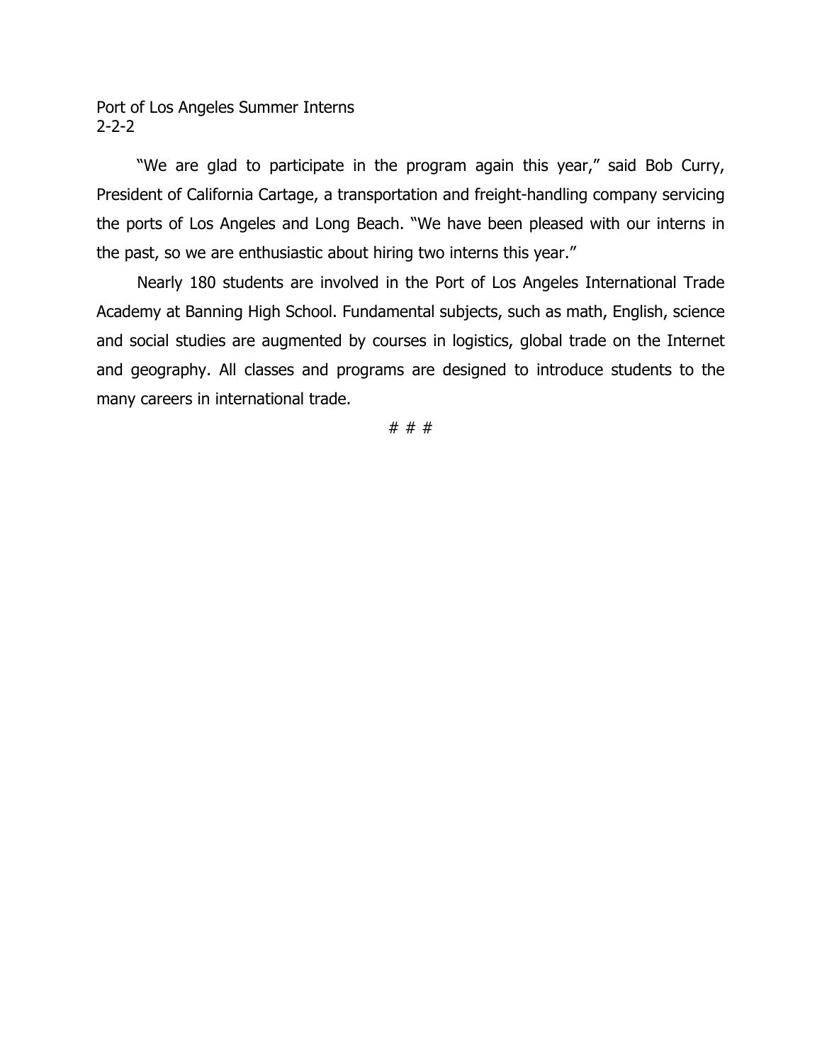"We are glad to participate in the program again this year," said Bob Curry, President of California Cartage, a transportation and freight-handling company servicing the ports of Los Angeles and Long Beach. "We have been pleased with our interns in the past, so we are enthusiastic about hiring two interns this year."

Nearly 180 students are involved in the Port of Los Angeles International Trade Academy at Banning High School. Fundamental subjects, such as math, English, science and social studies are augmented by courses in logistics, global trade on the Internet and geography. All classes and programs are designed to introduce students to the many careers in international trade.

# # #